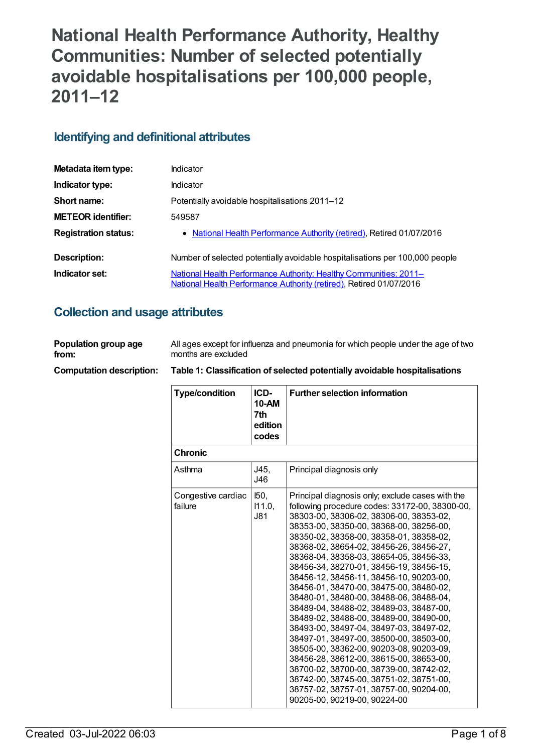# National Health Performance Authority, Healthy Communities: Number of selected potentially avoidable hospitalisations per 100,000 people, 2011–12

## Identifying and definitional attributes

| | |
|---|---|
| **Metadata item type:** | Indicator |
| **Indicator type:** | Indicator |
| **Short name:** | Potentially avoidable hospitalisations 2011–12 |
| **METEOR identifier:** | 549587 |
| **Registration status:** | • National Health Performance Authority (retired), Retired 01/07/2016 |
| **Description:** | Number of selected potentially avoidable hospitalisations per 100,000 people |
| **Indicator set:** | National Health Performance Authority: Healthy Communities: 2011– National Health Performance Authority (retired), Retired 01/07/2016 |

## Collection and usage attributes

**Population group age from:** All ages except for influenza and pneumonia for which people under the age of two months are excluded

**Computation description:** **Table 1: Classification of selected potentially avoidable hospitalisations**

| Type/condition | ICD-10-AM 7th edition codes | Further selection information |
|---|---|---|
| **Chronic** | | |
| Asthma | J45, J46 | Principal diagnosis only |
| Congestive cardiac failure | I50, I11.0, J81 | Principal diagnosis only; exclude cases with the following procedure codes: 33172-00, 38300-00, 38303-00, 38306-02, 38306-00, 38353-02, 38353-00, 38350-00, 38368-00, 38256-00, 38350-02, 38358-00, 38358-01, 38358-02, 38368-02, 38654-02, 38456-26, 38456-27, 38368-04, 38358-03, 38654-05, 38456-33, 38456-34, 38270-01, 38456-19, 38456-15, 38456-12, 38456-11, 38456-10, 90203-00, 38456-01, 38470-00, 38475-00, 38480-02, 38480-01, 38480-00, 38488-06, 38488-04, 38489-04, 38488-02, 38489-03, 38487-00, 38489-02, 38488-00, 38489-00, 38490-00, 38493-00, 38497-04, 38497-03, 38497-02, 38497-01, 38497-00, 38500-00, 38503-00, 38505-00, 38362-00, 90203-08, 90203-09, 38456-28, 38612-00, 38615-00, 38653-00, 38700-02, 38700-00, 38739-00, 38742-02, 38742-00, 38745-00, 38751-02, 38751-00, 38757-02, 38757-01, 38757-00, 90204-00, 90205-00, 90219-00, 90224-00 |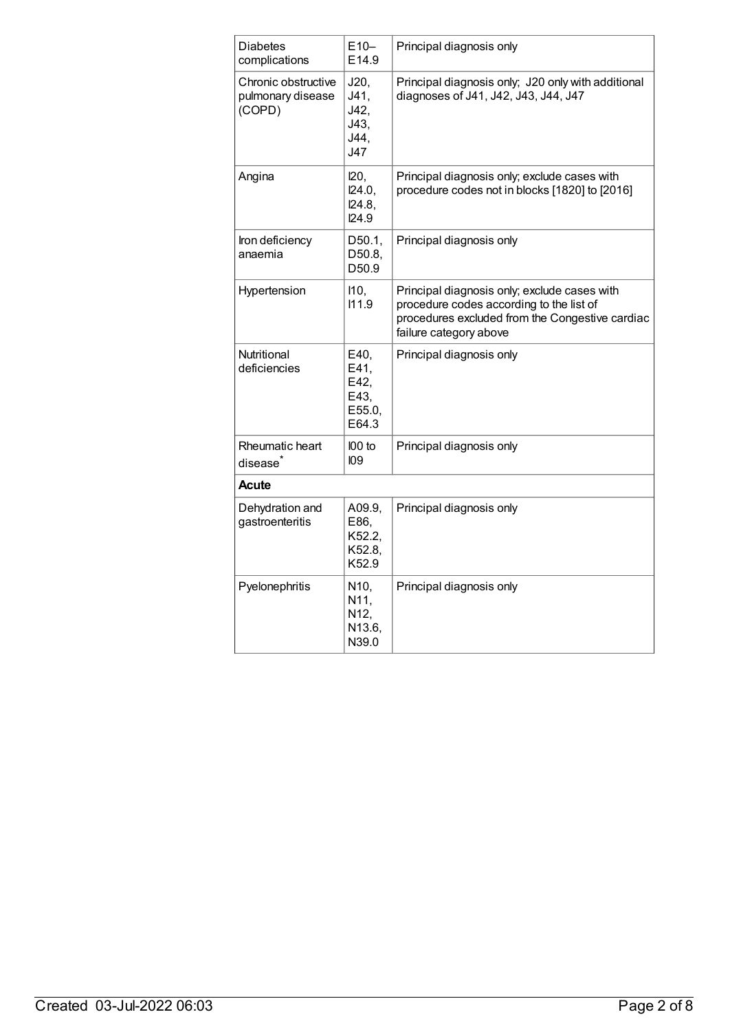| | | |
|---|---|---|
| Diabetes complications | E10–E14.9 | Principal diagnosis only |
| Chronic obstructive pulmonary disease (COPD) | J20, J41, J42, J43, J44, J47 | Principal diagnosis only; J20 only with additional diagnoses of J41, J42, J43, J44, J47 |
| Angina | I20, I24.0, I24.8, I24.9 | Principal diagnosis only; exclude cases with procedure codes not in blocks [1820] to [2016] |
| Iron deficiency anaemia | D50.1, D50.8, D50.9 | Principal diagnosis only |
| Hypertension | I10, I11.9 | Principal diagnosis only; exclude cases with procedure codes according to the list of procedures excluded from the Congestive cardiac failure category above |
| Nutritional deficiencies | E40, E41, E42, E43, E55.0, E64.3 | Principal diagnosis only |
| Rheumatic heart disease* | I00 to I09 | Principal diagnosis only |
| **Acute** | | |
| Dehydration and gastroenteritis | A09.9, E86, K52.2, K52.8, K52.9 | Principal diagnosis only |
| Pyelonephritis | N10, N11, N12, N13.6, N39.0 | Principal diagnosis only |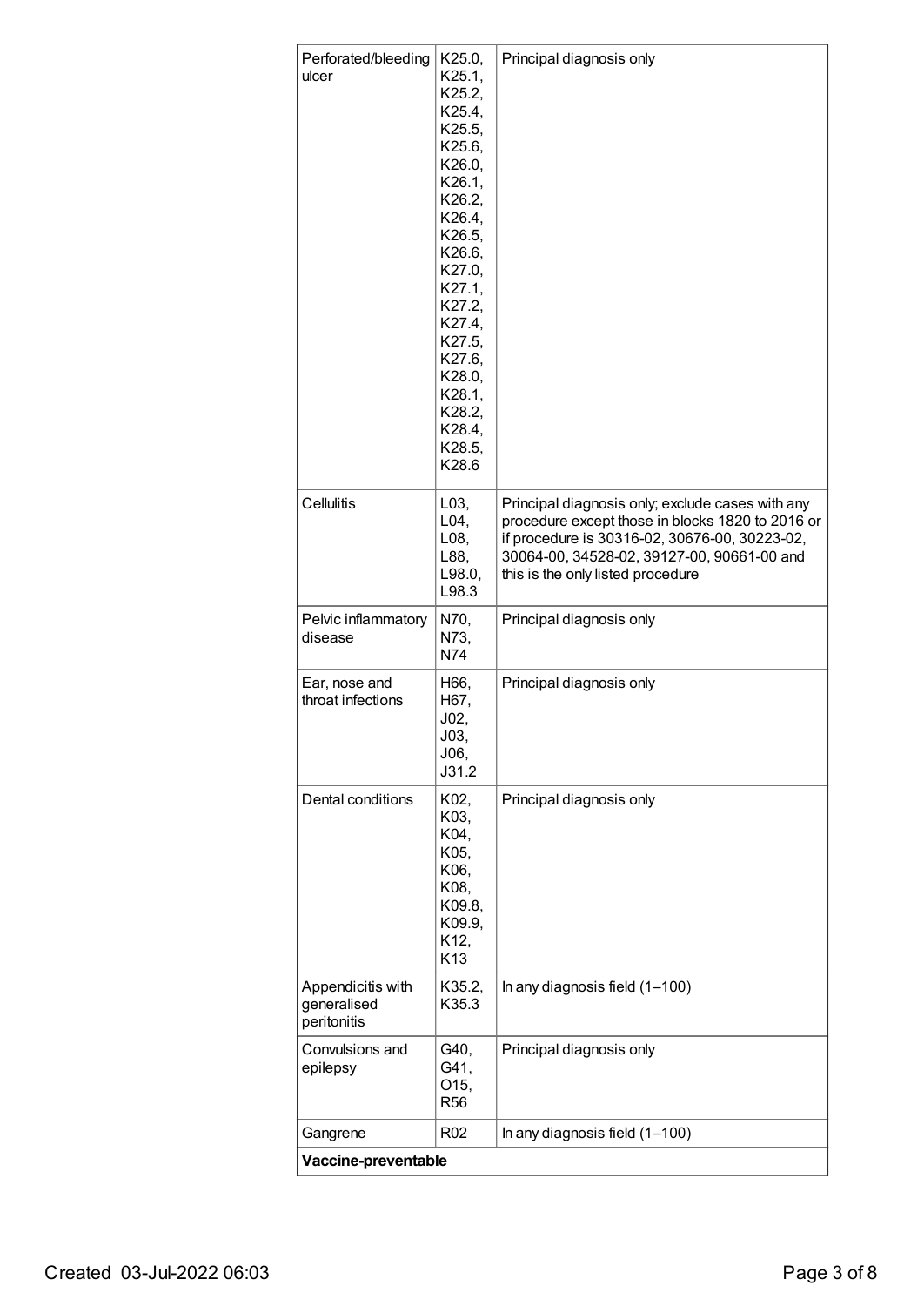| | | |
|---|---|---|
| Perforated/bleeding ulcer | K25.0, K25.1, K25.2, K25.4, K25.5, K25.6, K26.0, K26.1, K26.2, K26.4, K26.5, K26.6, K27.0, K27.1, K27.2, K27.4, K27.5, K27.6, K28.0, K28.1, K28.2, K28.4, K28.5, K28.6 | Principal diagnosis only |
| Cellulitis | L03, L04, L08, L88, L98.0, L98.3 | Principal diagnosis only; exclude cases with any procedure except those in blocks 1820 to 2016 or if procedure is 30316-02, 30676-00, 30223-02, 30064-00, 34528-02, 39127-00, 90661-00 and this is the only listed procedure |
| Pelvic inflammatory disease | N70, N73, N74 | Principal diagnosis only |
| Ear, nose and throat infections | H66, H67, J02, J03, J06, J31.2 | Principal diagnosis only |
| Dental conditions | K02, K03, K04, K05, K06, K08, K09.8, K09.9, K12, K13 | Principal diagnosis only |
| Appendicitis with generalised peritonitis | K35.2, K35.3 | In any diagnosis field (1–100) |
| Convulsions and epilepsy | G40, G41, O15, R56 | Principal diagnosis only |
| Gangrene | R02 | In any diagnosis field (1–100) |
| **Vaccine-preventable** | | |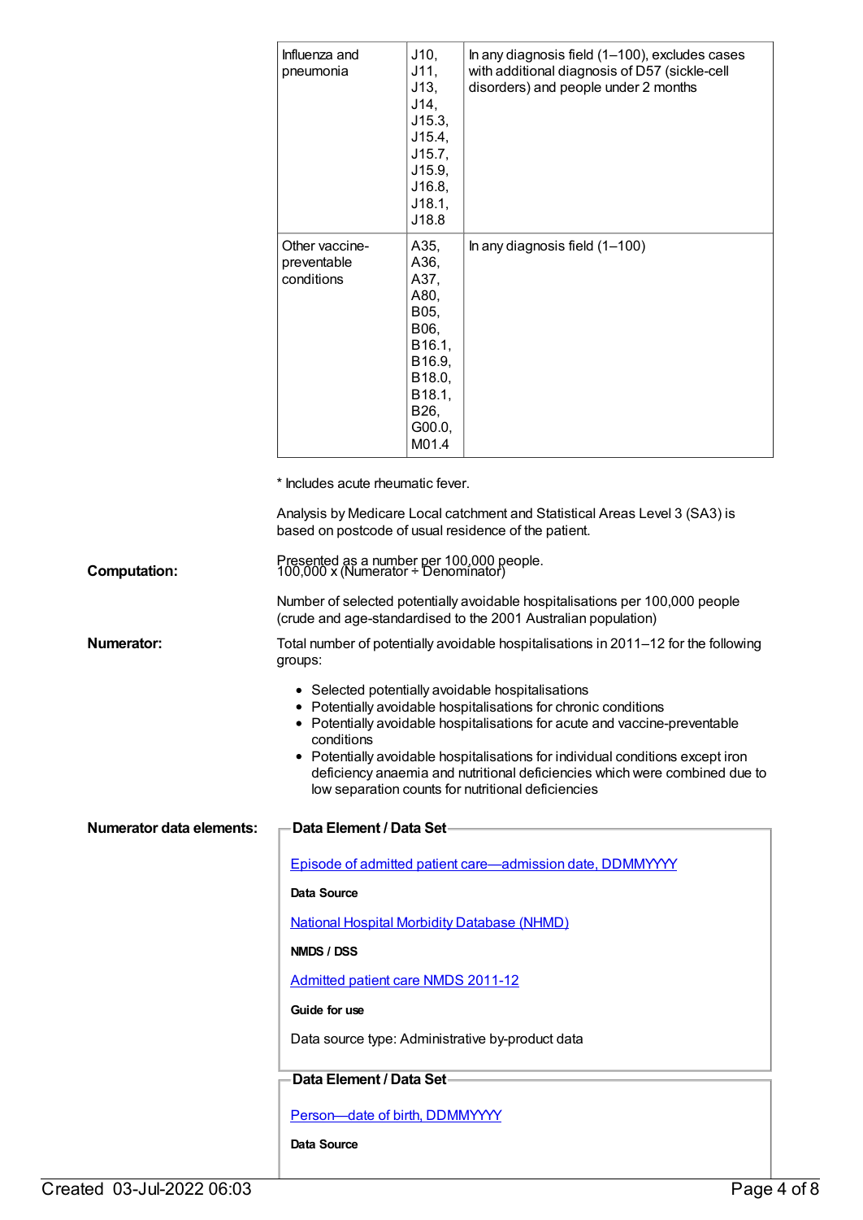| | | |
|---|---|---|
| Influenza and pneumonia | J10, J11, J13, J14, J15.3, J15.4, J15.7, J15.9, J16.8, J18.1, J18.8 | In any diagnosis field (1–100), excludes cases with additional diagnosis of D57 (sickle-cell disorders) and people under 2 months |
| Other vaccine-preventable conditions | A35, A36, A37, A80, B05, B06, B16.1, B16.9, B18.0, B18.1, B26, G00.0, M01.4 | In any diagnosis field (1–100) |

* Includes acute rheumatic fever.

Analysis by Medicare Local catchment and Statistical Areas Level 3 (SA3) is based on postcode of usual residence of the patient.

Presented as a number per 100,000 people.

**Computation:**

100,000 x (Numerator ÷ Denominator)

Number of selected potentially avoidable hospitalisations per 100,000 people (crude and age-standardised to the 2001 Australian population)

**Numerator:**

Total number of potentially avoidable hospitalisations in 2011–12 for the following groups:

- Selected potentially avoidable hospitalisations
- Potentially avoidable hospitalisations for chronic conditions
- Potentially avoidable hospitalisations for acute and vaccine-preventable conditions
- Potentially avoidable hospitalisations for individual conditions except iron deficiency anaemia and nutritional deficiencies which were combined due to low separation counts for nutritional deficiencies

**Numerator data elements:**

**Data Element / Data Set**

Episode of admitted patient care—admission date, DDMMYYYY

**Data Source**

National Hospital Morbidity Database (NHMD)

**NMDS / DSS**

Admitted patient care NMDS 2011-12

**Guide for use**

Data source type: Administrative by-product data

**Data Element / Data Set**

Person—date of birth, DDMMYYYY

**Data Source**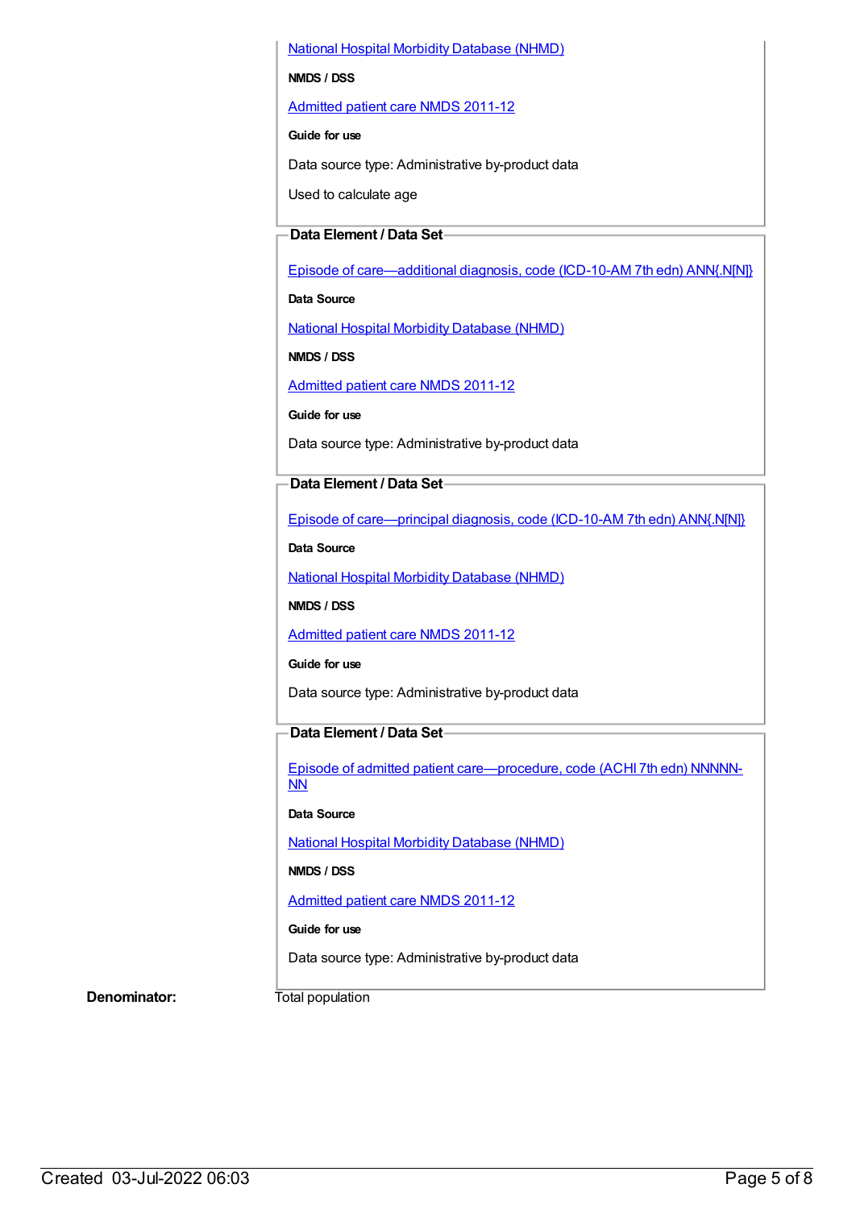National Hospital Morbidity Database (NHMD)

**NMDS / DSS**

Admitted patient care NMDS 2011-12

**Guide for use**

Data source type: Administrative by-product data

Used to calculate age

**Data Element / Data Set**

Episode of care—additional diagnosis, code (ICD-10-AM 7th edn) ANN{.N[N]}

**Data Source**

National Hospital Morbidity Database (NHMD)

**NMDS / DSS**

Admitted patient care NMDS 2011-12

**Guide for use**

Data source type: Administrative by-product data

**Data Element / Data Set**

Episode of care—principal diagnosis, code (ICD-10-AM 7th edn) ANN{.N[N]}

**Data Source**

National Hospital Morbidity Database (NHMD)

**NMDS / DSS**

Admitted patient care NMDS 2011-12

**Guide for use**

Data source type: Administrative by-product data

**Data Element / Data Set**

Episode of admitted patient care—procedure, code (ACHI 7th edn) NNNNN-NN

**Data Source**

National Hospital Morbidity Database (NHMD)

**NMDS / DSS**

Admitted patient care NMDS 2011-12

**Guide for use**

Data source type: Administrative by-product data

**Denominator:** Total population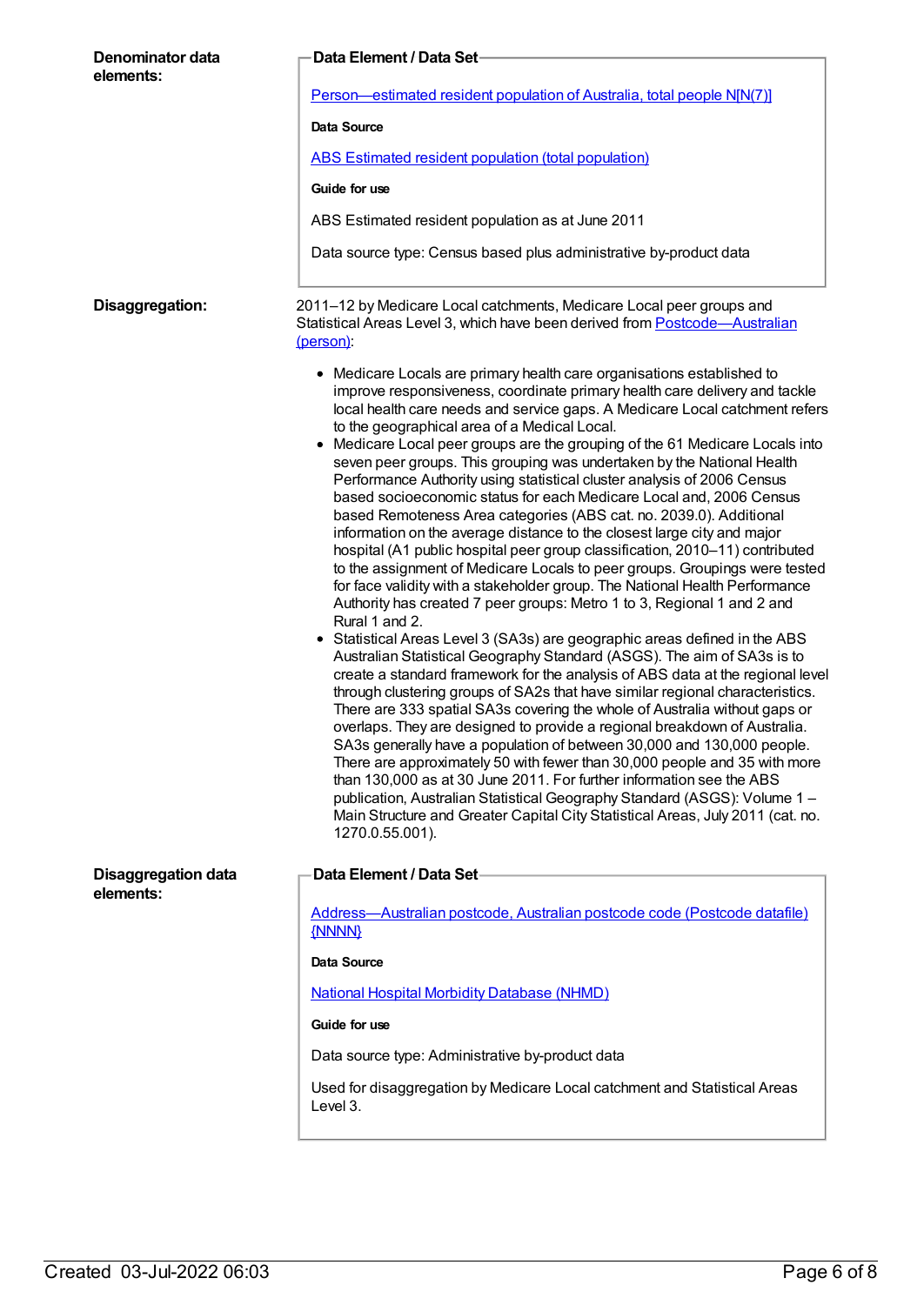**Denominator data elements:**

**Data Element / Data Set**

[Person—estimated resident population of Australia, total people N[N(7)]]

**Data Source**

ABS Estimated resident population (total population)

**Guide for use**

ABS Estimated resident population as at June 2011

Data source type: Census based plus administrative by-product data

**Disaggregation:**

2011–12 by Medicare Local catchments, Medicare Local peer groups and Statistical Areas Level 3, which have been derived from Postcode—Australian (person):

- Medicare Locals are primary health care organisations established to improve responsiveness, coordinate primary health care delivery and tackle local health care needs and service gaps. A Medicare Local catchment refers to the geographical area of a Medical Local.
- Medicare Local peer groups are the grouping of the 61 Medicare Locals into seven peer groups. This grouping was undertaken by the National Health Performance Authority using statistical cluster analysis of 2006 Census based socioeconomic status for each Medicare Local and, 2006 Census based Remoteness Area categories (ABS cat. no. 2039.0). Additional information on the average distance to the closest large city and major hospital (A1 public hospital peer group classification, 2010–11) contributed to the assignment of Medicare Locals to peer groups. Groupings were tested for face validity with a stakeholder group. The National Health Performance Authority has created 7 peer groups: Metro 1 to 3, Regional 1 and 2 and Rural 1 and 2.
- Statistical Areas Level 3 (SA3s) are geographic areas defined in the ABS Australian Statistical Geography Standard (ASGS). The aim of SA3s is to create a standard framework for the analysis of ABS data at the regional level through clustering groups of SA2s that have similar regional characteristics. There are 333 spatial SA3s covering the whole of Australia without gaps or overlaps. They are designed to provide a regional breakdown of Australia. SA3s generally have a population of between 30,000 and 130,000 people. There are approximately 50 with fewer than 30,000 people and 35 with more than 130,000 as at 30 June 2011. For further information see the ABS publication, Australian Statistical Geography Standard (ASGS): Volume 1 – Main Structure and Greater Capital City Statistical Areas, July 2011 (cat. no. 1270.0.55.001).

**Disaggregation data elements:**

**Data Element / Data Set**

Address—Australian postcode, Australian postcode code (Postcode datafile) {NNNN}

**Data Source**

National Hospital Morbidity Database (NHMD)

**Guide for use**

Data source type: Administrative by-product data

Used for disaggregation by Medicare Local catchment and Statistical Areas Level 3.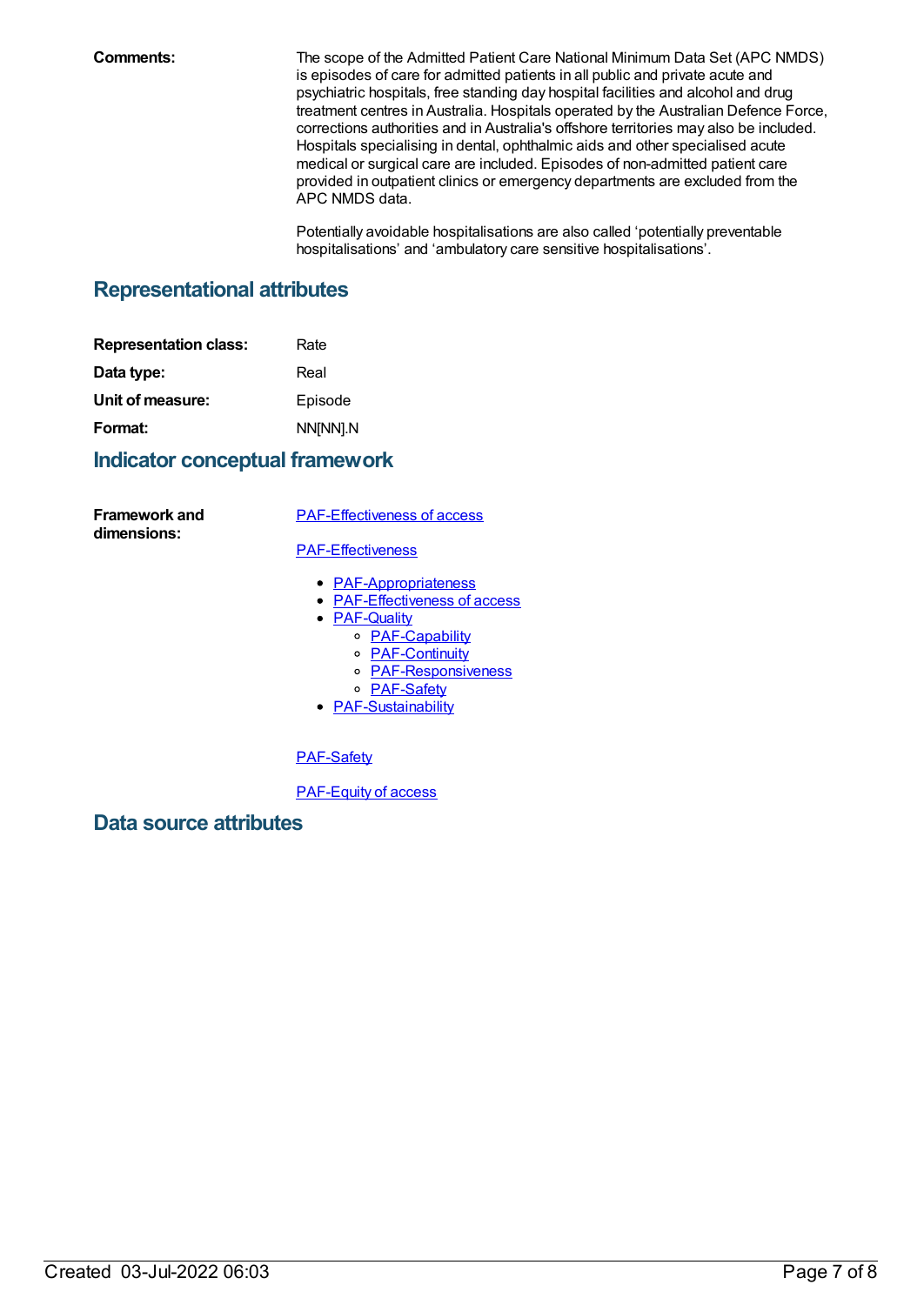**Comments:**

The scope of the Admitted Patient Care National Minimum Data Set (APC NMDS) is episodes of care for admitted patients in all public and private acute and psychiatric hospitals, free standing day hospital facilities and alcohol and drug treatment centres in Australia. Hospitals operated by the Australian Defence Force, corrections authorities and in Australia's offshore territories may also be included. Hospitals specialising in dental, ophthalmic aids and other specialised acute medical or surgical care are included. Episodes of non-admitted patient care provided in outpatient clinics or emergency departments are excluded from the APC NMDS data.

Potentially avoidable hospitalisations are also called 'potentially preventable hospitalisations' and 'ambulatory care sensitive hospitalisations'.

## Representational attributes

**Representation class:** Rate

**Data type:** Real

**Unit of measure:** Episode

**Format:** NN[NN].N

## Indicator conceptual framework

**Framework and dimensions:**

PAF-Effectiveness of access

PAF-Effectiveness

- PAF-Appropriateness
- PAF-Effectiveness of access
- PAF-Quality
  - PAF-Capability
  - PAF-Continuity
  - PAF-Responsiveness
  - PAF-Safety
- PAF-Sustainability

PAF-Safety

PAF-Equity of access

## Data source attributes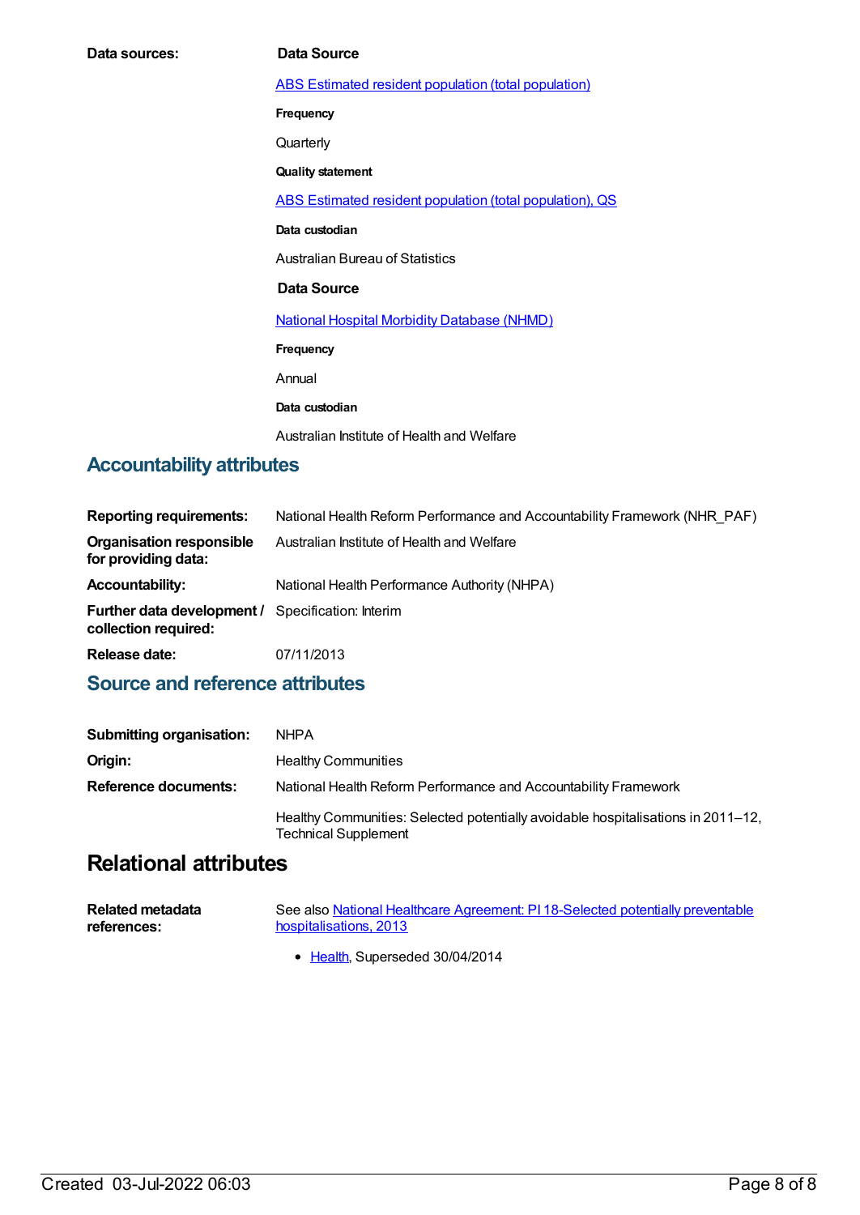**Data sources:**

**Data Source**

ABS Estimated resident population (total population)

**Frequency**

Quarterly

**Quality statement**

ABS Estimated resident population (total population), QS

**Data custodian**

Australian Bureau of Statistics

**Data Source**

National Hospital Morbidity Database (NHMD)

**Frequency**

Annual

**Data custodian**

Australian Institute of Health and Welfare

## Accountability attributes

| | |
|---|---|
| **Reporting requirements:** | National Health Reform Performance and Accountability Framework (NHR_PAF) |
| **Organisation responsible for providing data:** | Australian Institute of Health and Welfare |
| **Accountability:** | National Health Performance Authority (NHPA) |
| **Further data development / collection required:** | Specification: Interim |
| **Release date:** | 07/11/2013 |

## Source and reference attributes

| | |
|---|---|
| **Submitting organisation:** | NHPA |
| **Origin:** | Healthy Communities |
| **Reference documents:** | National Health Reform Performance and Accountability Framework<br><br>Healthy Communities: Selected potentially avoidable hospitalisations in 2011–12, Technical Supplement |

# Relational attributes

**Related metadata references:**

See also National Healthcare Agreement: PI 18-Selected potentially preventable hospitalisations, 2013

- Health, Superseded 30/04/2014